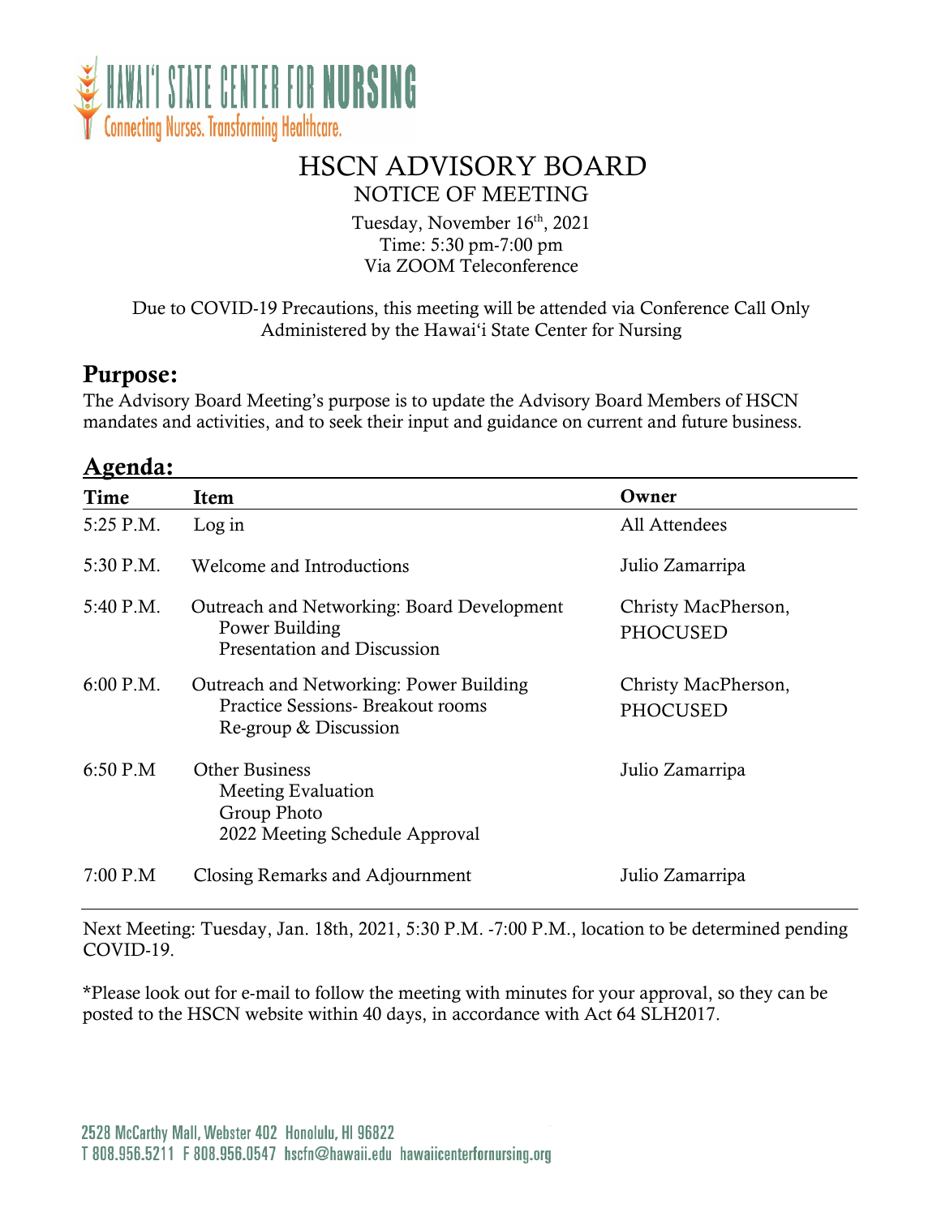HAWAI'I STATE CENTER FOR NURSING

Connecting Nurses. Transforming Healthcare.

# HSCN ADVISORY BOARD

## NOTICE OF MEETING

Tuesday, November 16th, 2021
Time: 5:30 pm-7:00 pm
Via ZOOM Teleconference

Due to COVID-19 Precautions, this meeting will be attended via Conference Call Only
Administered by the Hawai'i State Center for Nursing

## Purpose:

The Advisory Board Meeting's purpose is to update the Advisory Board Members of HSCN mandates and activities, and to seek their input and guidance on current and future business.

## Agenda:

| Time | Item | Owner |
|---|---|---|
| 5:25 P.M. | Log in | All Attendees |
| 5:30 P.M. | Welcome and Introductions | Julio Zamarripa |
| 5:40 P.M. | Outreach and Networking: Board Development<br>Power Building<br>Presentation and Discussion | Christy MacPherson, PHOCUSED |
| 6:00 P.M. | Outreach and Networking: Power Building<br>Practice Sessions- Breakout rooms<br>Re-group & Discussion | Christy MacPherson, PHOCUSED |
| 6:50 P.M | Other Business<br>Meeting Evaluation<br>Group Photo<br>2022 Meeting Schedule Approval | Julio Zamarripa |
| 7:00 P.M | Closing Remarks and Adjournment | Julio Zamarripa |

Next Meeting: Tuesday, Jan. 18th, 2021, 5:30 P.M. -7:00 P.M., location to be determined pending COVID-19.

*Please look out for e-mail to follow the meeting with minutes for your approval, so they can be posted to the HSCN website within 40 days, in accordance with Act 64 SLH2017.

2528 McCarthy Mall, Webster 402 Honolulu, HI 96822
T 808.956.5211 F 808.956.0547 hscfn@hawaii.edu hawaiicenterfornursing.org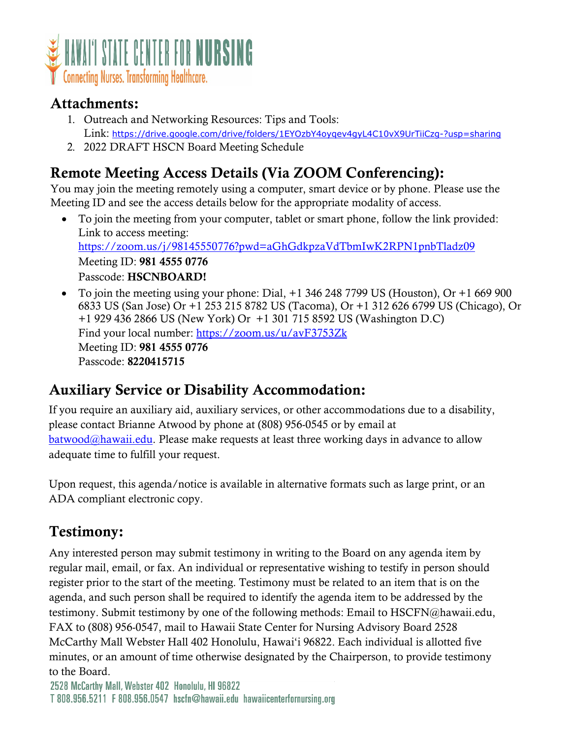## Attachments:

1. Outreach and Networking Resources: Tips and Tools:
   Link: https://drive.google.com/drive/folders/1EYOzbY4oyqev4gyL4C10vX9UrTiiCzg-?usp=sharing
2. 2022 DRAFT HSCN Board Meeting Schedule

## Remote Meeting Access Details (Via ZOOM Conferencing):

You may join the meeting remotely using a computer, smart device or by phone. Please use the Meeting ID and see the access details below for the appropriate modality of access.

- To join the meeting from your computer, tablet or smart phone, follow the link provided:
  Link to access meeting:
  https://zoom.us/j/98145550776?pwd=aGhGdkpzaVdTbmIwK2RPN1pnbTladz09
  Meeting ID: **981 4555 0776**
  Passcode: **HSCNBOARD!**
- To join the meeting using your phone: Dial, +1 346 248 7799 US (Houston), Or +1 669 900 6833 US (San Jose) Or +1 253 215 8782 US (Tacoma), Or +1 312 626 6799 US (Chicago), Or +1 929 436 2866 US (New York) Or +1 301 715 8592 US (Washington D.C)
  Find your local number: https://zoom.us/u/avF3753Zk
  Meeting ID: **981 4555 0776**
  Passcode: **8220415715**

## Auxiliary Service or Disability Accommodation:

If you require an auxiliary aid, auxiliary services, or other accommodations due to a disability, please contact Brianne Atwood by phone at (808) 956-0545 or by email at batwood@hawaii.edu. Please make requests at least three working days in advance to allow adequate time to fulfill your request.

Upon request, this agenda/notice is available in alternative formats such as large print, or an ADA compliant electronic copy.

## Testimony:

Any interested person may submit testimony in writing to the Board on any agenda item by regular mail, email, or fax. An individual or representative wishing to testify in person should register prior to the start of the meeting. Testimony must be related to an item that is on the agenda, and such person shall be required to identify the agenda item to be addressed by the testimony. Submit testimony by one of the following methods: Email to HSCFN@hawaii.edu, FAX to (808) 956-0547, mail to Hawaii State Center for Nursing Advisory Board 2528 McCarthy Mall Webster Hall 402 Honolulu, Hawaiʻi 96822. Each individual is allotted five minutes, or an amount of time otherwise designated by the Chairperson, to provide testimony to the Board.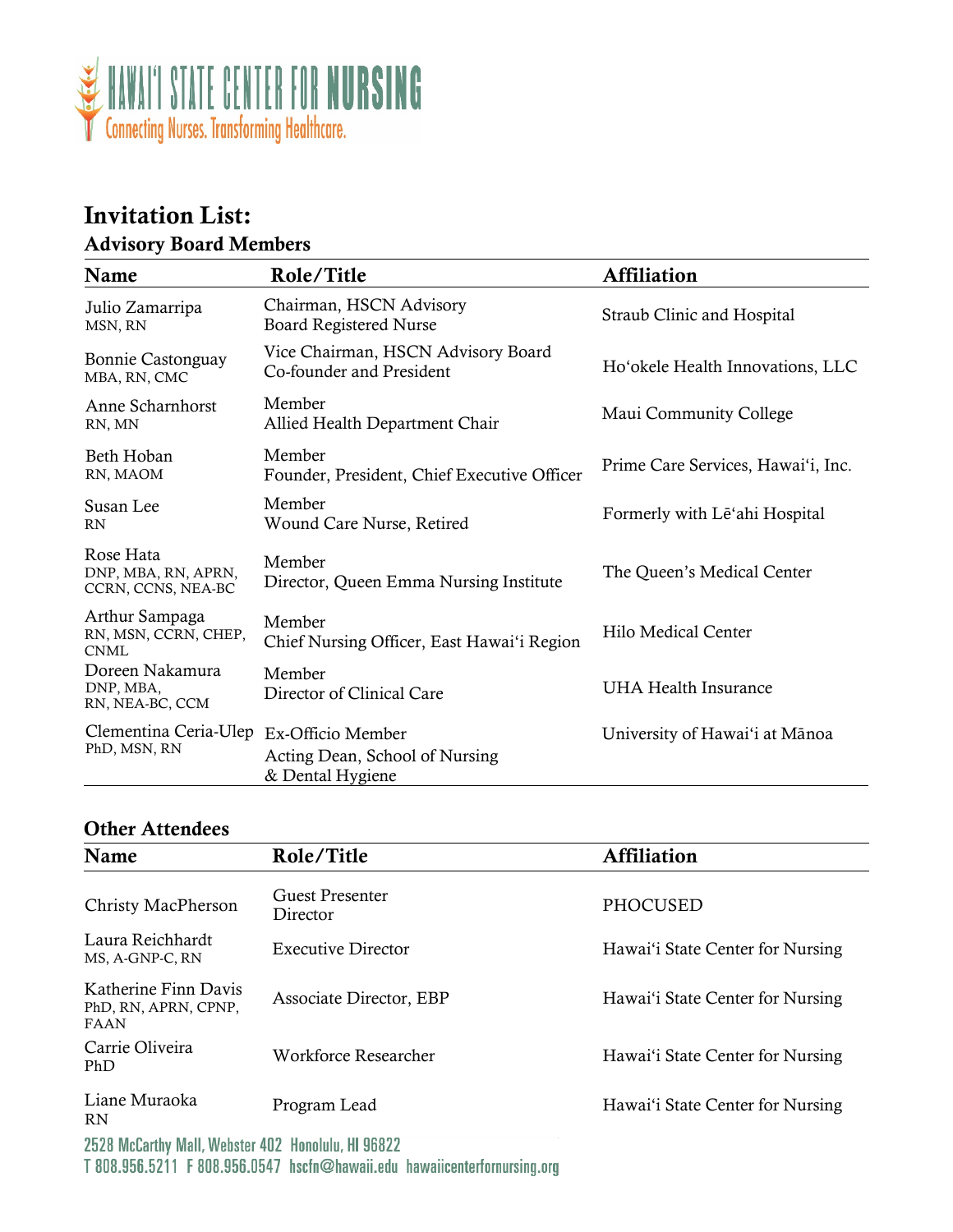# Invitation List:

## Advisory Board Members

| Name | Role/Title | Affiliation |
|---|---|---|
| Julio Zamarripa MSN, RN | Chairman, HSCN Advisory Board Registered Nurse | Straub Clinic and Hospital |
| Bonnie Castonguay MBA, RN, CMC | Vice Chairman, HSCN Advisory Board Co-founder and President | Hoʻokele Health Innovations, LLC |
| Anne Scharnhorst RN, MN | Member Allied Health Department Chair | Maui Community College |
| Beth Hoban RN, MAOM | Member Founder, President, Chief Executive Officer | Prime Care Services, Hawaiʻi, Inc. |
| Susan Lee RN | Member Wound Care Nurse, Retired | Formerly with Lēʻahi Hospital |
| Rose Hata DNP, MBA, RN, APRN, CCRN, CCNS, NEA-BC | Member Director, Queen Emma Nursing Institute | The Queen's Medical Center |
| Arthur Sampaga RN, MSN, CCRN, CHEP, CNML | Member Chief Nursing Officer, East Hawaiʻi Region | Hilo Medical Center |
| Doreen Nakamura DNP, MBA, RN, NEA-BC, CCM | Member Director of Clinical Care | UHA Health Insurance |
| Clementina Ceria-Ulep PhD, MSN, RN | Ex-Officio Member Acting Dean, School of Nursing & Dental Hygiene | University of Hawaiʻi at Mānoa |

## Other Attendees

| Name | Role/Title | Affiliation |
|---|---|---|
| Christy MacPherson | Guest Presenter Director | PHOCUSED |
| Laura Reichhardt MS, A-GNP-C, RN | Executive Director | Hawaiʻi State Center for Nursing |
| Katherine Finn Davis PhD, RN, APRN, CPNP, FAAN | Associate Director, EBP | Hawaiʻi State Center for Nursing |
| Carrie Oliveira PhD | Workforce Researcher | Hawaiʻi State Center for Nursing |
| Liane Muraoka RN | Program Lead | Hawaiʻi State Center for Nursing |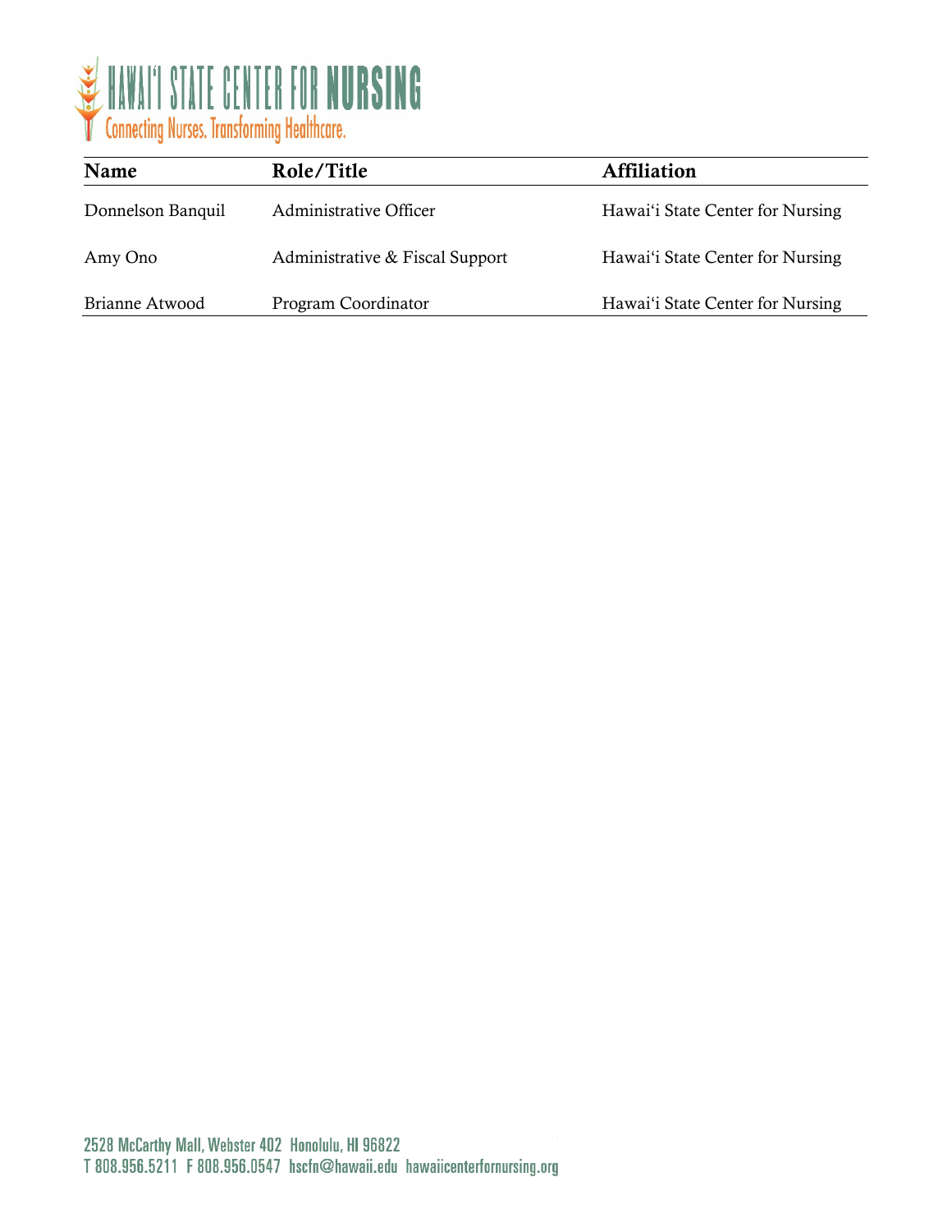| Name | Role/Title | Affiliation |
|---|---|---|
| Donnelson Banquil | Administrative Officer | Hawai'i State Center for Nursing |
| Amy Ono | Administrative & Fiscal Support | Hawai'i State Center for Nursing |
| Brianne Atwood | Program Coordinator | Hawai'i State Center for Nursing |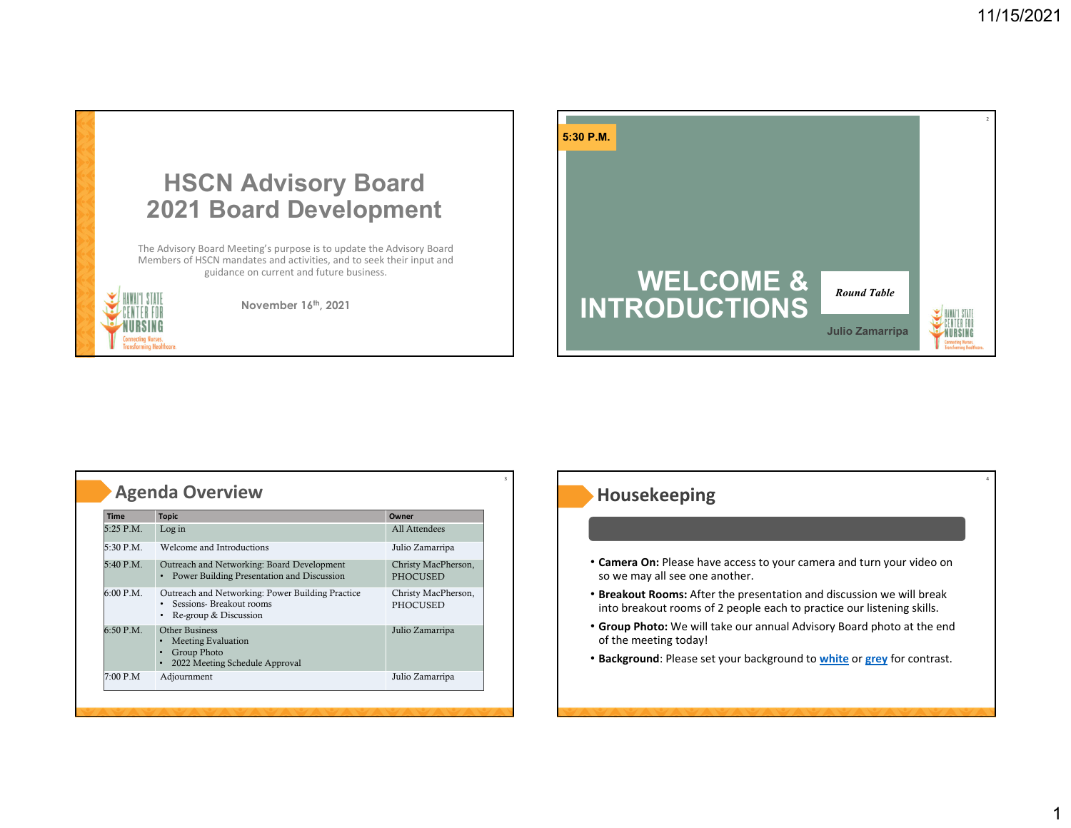# HSCN Advisory Board 2021 Board Development

The Advisory Board Meeting's purpose is to update the Advisory Board Members of HSCN mandates and activities, and to seek their input and guidance on current and future business.

November 16th, 2021

---

5:30 P.M.

# WELCOME & INTRODUCTIONS

*Round Table*

Julio Zamarripa

---

## Agenda Overview

| Time | Topic | Owner |
|---|---|---|
| 5:25 P.M. | Log in | All Attendees |
| 5:30 P.M. | Welcome and Introductions | Julio Zamarripa |
| 5:40 P.M. | Outreach and Networking: Board Development<br>• Power Building Presentation and Discussion | Christy MacPherson, PHOCUSED |
| 6:00 P.M. | Outreach and Networking: Power Building Practice<br>• Sessions- Breakout rooms<br>• Re-group & Discussion | Christy MacPherson, PHOCUSED |
| 6:50 P.M. | Other Business<br>• Meeting Evaluation<br>• Group Photo<br>• 2022 Meeting Schedule Approval | Julio Zamarripa |
| 7:00 P.M | Adjournment | Julio Zamarripa |

---

## Housekeeping

- **Camera On:** Please have access to your camera and turn your video on so we may all see one another.
- **Breakout Rooms:** After the presentation and discussion we will break into breakout rooms of 2 people each to practice our listening skills.
- **Group Photo:** We will take our annual Advisory Board photo at the end of the meeting today!
- **Background**: Please set your background to white or grey for contrast.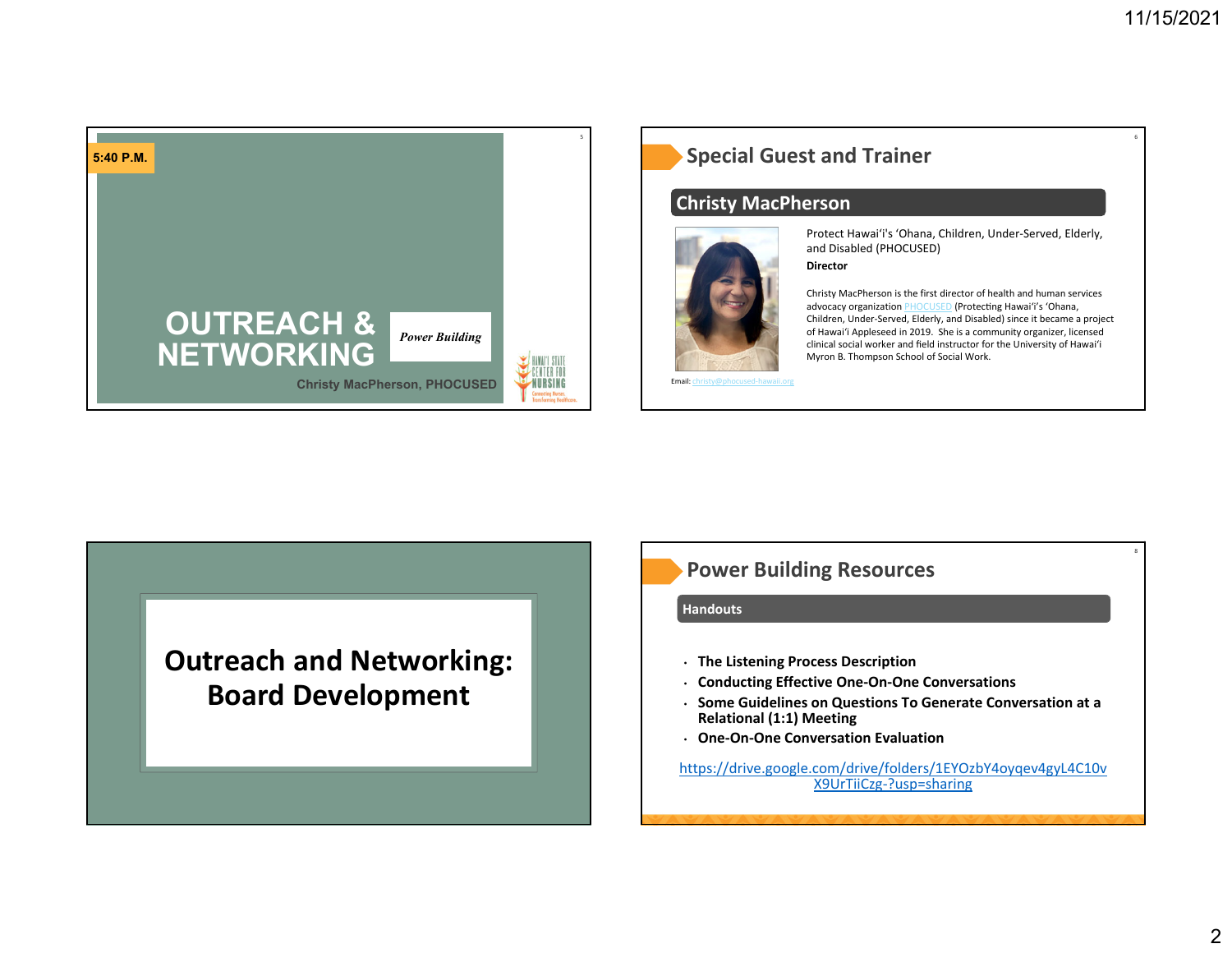5:40 P.M.

# OUTREACH & NETWORKING

*Power Building*

Christy MacPherson, PHOCUSED

## Special Guest and Trainer

### Christy MacPherson

Protect Hawaiʻi's ʻOhana, Children, Under-Served, Elderly, and Disabled (PHOCUSED)

**Director**

Christy MacPherson is the first director of health and human services advocacy organization PHOCUSED (Protecting Hawaiʻi's ʻOhana, Children, Under-Served, Elderly, and Disabled) since it became a project of Hawaiʻi Appleseed in 2019. She is a community organizer, licensed clinical social worker and field instructor for the University of Hawaiʻi Myron B. Thompson School of Social Work.

Email: christy@phocused-hawaii.org

# Outreach and Networking: Board Development

## Power Building Resources

### Handouts

- **The Listening Process Description**
- **Conducting Effective One-On-One Conversations**
- **Some Guidelines on Questions To Generate Conversation at a Relational (1:1) Meeting**
- **One-On-One Conversation Evaluation**

https://drive.google.com/drive/folders/1EYOzbY4oyqev4gyL4C10vX9UrTiiCzg-?usp=sharing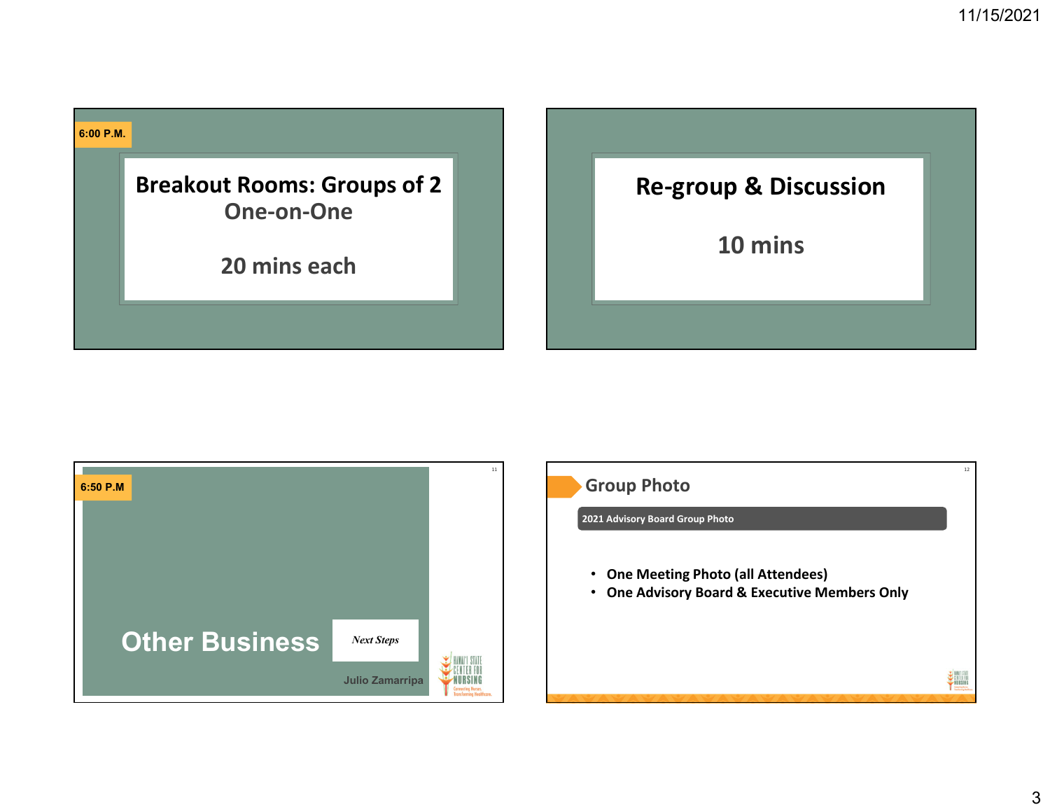6:00 P.M.

## Breakout Rooms: Groups of 2

One-on-One

20 mins each

## Re-group & Discussion

10 mins

6:50 P.M

## Other Business

*Next Steps*

Julio Zamarripa

## Group Photo

**2021 Advisory Board Group Photo**

- **One Meeting Photo (all Attendees)**
- **One Advisory Board & Executive Members Only**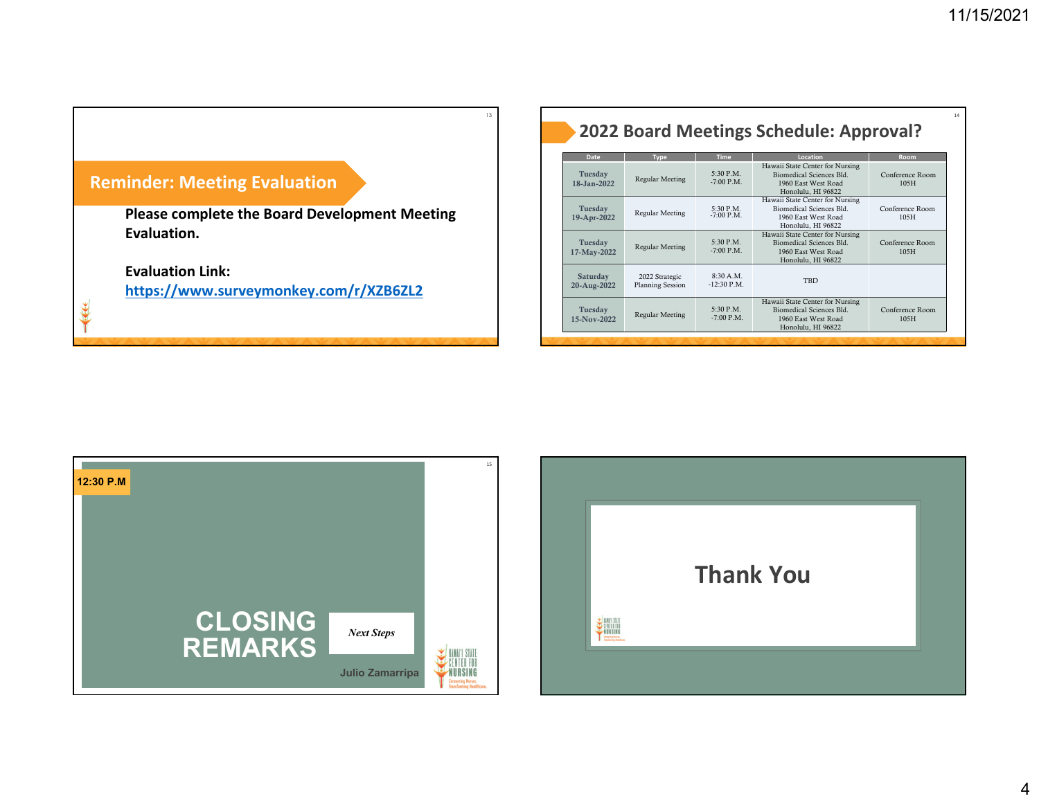## Reminder: Meeting Evaluation

**Please complete the Board Development Meeting Evaluation.**

**Evaluation Link:**
**https://www.surveymonkey.com/r/XZB6ZL2**

## 2022 Board Meetings Schedule: Approval?

| Date | Type | Time | Location | Room |
|---|---|---|---|---|
| **Tuesday 18-Jan-2022** | Regular Meeting | 5:30 P.M. -7:00 P.M. | Hawaii State Center for Nursing Biomedical Sciences Bld. 1960 East West Road Honolulu, HI 96822 | Conference Room 105H |
| **Tuesday 19-Apr-2022** | Regular Meeting | 5:30 P.M. -7:00 P.M. | Hawaii State Center for Nursing Biomedical Sciences Bld. 1960 East West Road Honolulu, HI 96822 | Conference Room 105H |
| **Tuesday 17-May-2022** | Regular Meeting | 5:30 P.M. -7:00 P.M. | Hawaii State Center for Nursing Biomedical Sciences Bld. 1960 East West Road Honolulu, HI 96822 | Conference Room 105H |
| **Saturday 20-Aug-2022** | 2022 Strategic Planning Session | 8:30 A.M. -12:30 P.M. | TBD | |
| **Tuesday 15-Nov-2022** | Regular Meeting | 5:30 P.M. -7:00 P.M. | Hawaii State Center for Nursing Biomedical Sciences Bld. 1960 East West Road Honolulu, HI 96822 | Conference Room 105H |

**12:30 P.M**

# CLOSING REMARKS

*Next Steps*

Julio Zamarripa

# Thank You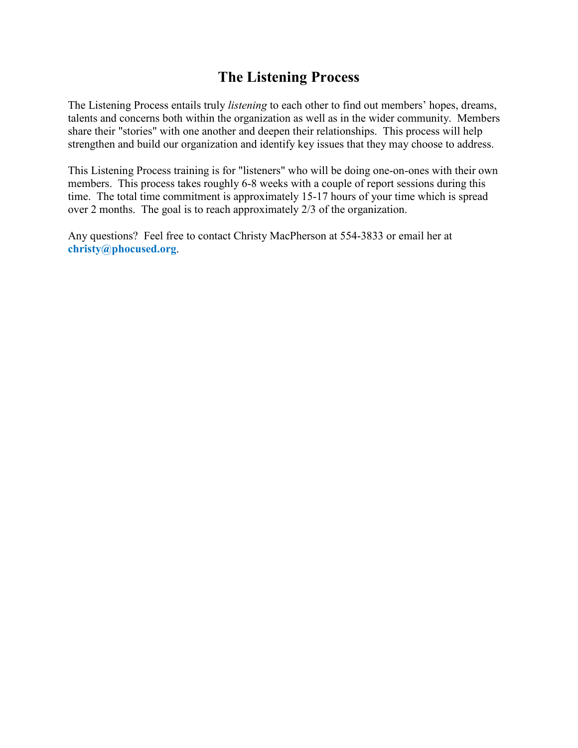# The Listening Process

The Listening Process entails truly *listening* to each other to find out members' hopes, dreams, talents and concerns both within the organization as well as in the wider community. Members share their "stories" with one another and deepen their relationships. This process will help strengthen and build our organization and identify key issues that they may choose to address.

This Listening Process training is for "listeners" who will be doing one-on-ones with their own members. This process takes roughly 6-8 weeks with a couple of report sessions during this time. The total time commitment is approximately 15-17 hours of your time which is spread over 2 months. The goal is to reach approximately 2/3 of the organization.

Any questions? Feel free to contact Christy MacPherson at 554-3833 or email her at **christy@phocused.org**.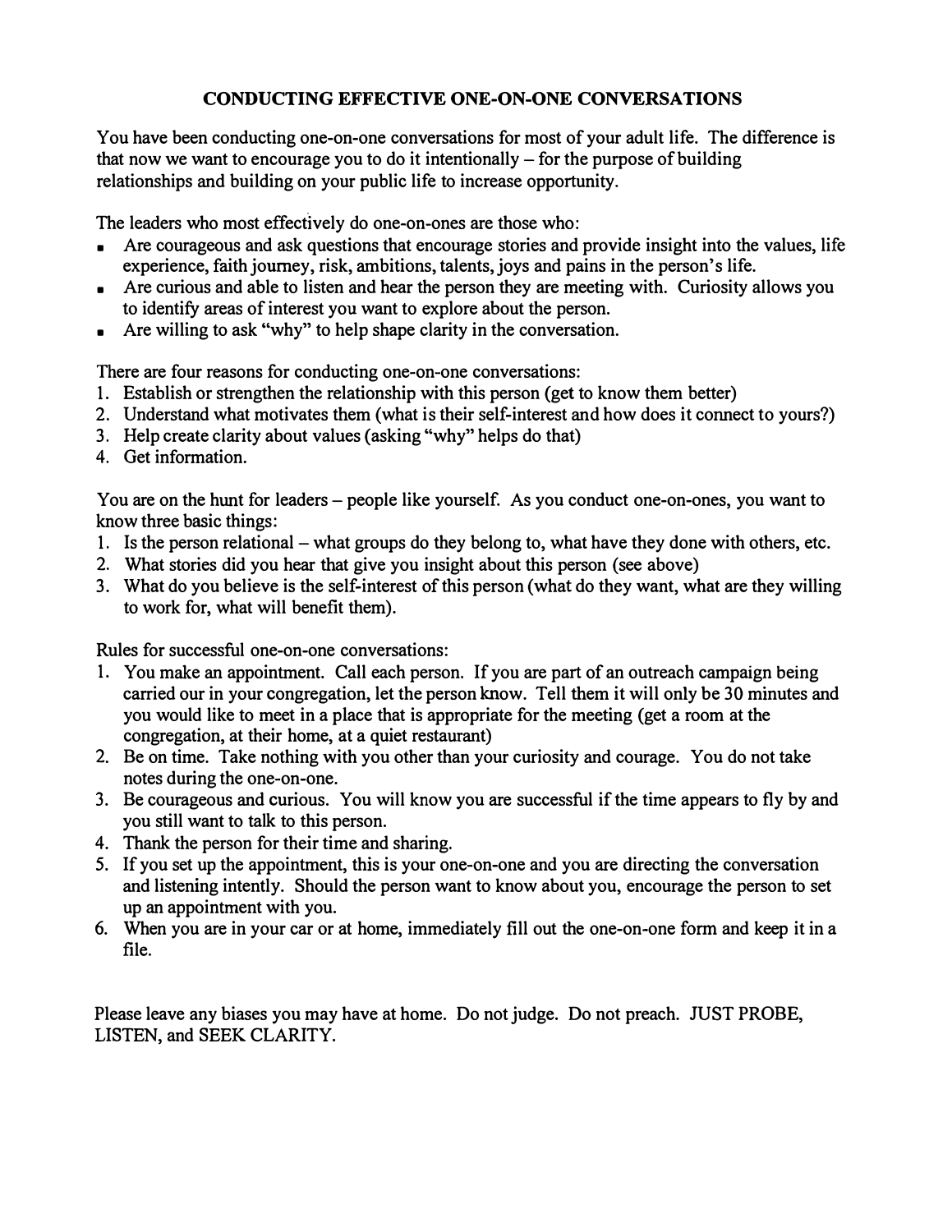# CONDUCTING EFFECTIVE ONE-ON-ONE CONVERSATIONS

You have been conducting one-on-one conversations for most of your adult life. The difference is that now we want to encourage you to do it intentionally – for the purpose of building relationships and building on your public life to increase opportunity.

The leaders who most effectively do one-on-ones are those who:

- Are courageous and ask questions that encourage stories and provide insight into the values, life experience, faith journey, risk, ambitions, talents, joys and pains in the person's life.
- Are curious and able to listen and hear the person they are meeting with. Curiosity allows you to identify areas of interest you want to explore about the person.
- Are willing to ask "why" to help shape clarity in the conversation.

There are four reasons for conducting one-on-one conversations:

1. Establish or strengthen the relationship with this person (get to know them better)
2. Understand what motivates them (what is their self-interest and how does it connect to yours?)
3. Help create clarity about values (asking "why" helps do that)
4. Get information.

You are on the hunt for leaders – people like yourself. As you conduct one-on-ones, you want to know three basic things:

1. Is the person relational – what groups do they belong to, what have they done with others, etc.
2. What stories did you hear that give you insight about this person (see above)
3. What do you believe is the self-interest of this person (what do they want, what are they willing to work for, what will benefit them).

Rules for successful one-on-one conversations:

1. You make an appointment. Call each person. If you are part of an outreach campaign being carried our in your congregation, let the person know. Tell them it will only be 30 minutes and you would like to meet in a place that is appropriate for the meeting (get a room at the congregation, at their home, at a quiet restaurant)
2. Be on time. Take nothing with you other than your curiosity and courage. You do not take notes during the one-on-one.
3. Be courageous and curious. You will know you are successful if the time appears to fly by and you still want to talk to this person.
4. Thank the person for their time and sharing.
5. If you set up the appointment, this is your one-on-one and you are directing the conversation and listening intently. Should the person want to know about you, encourage the person to set up an appointment with you.
6. When you are in your car or at home, immediately fill out the one-on-one form and keep it in a file.

Please leave any biases you may have at home. Do not judge. Do not preach. JUST PROBE, LISTEN, and SEEK CLARITY.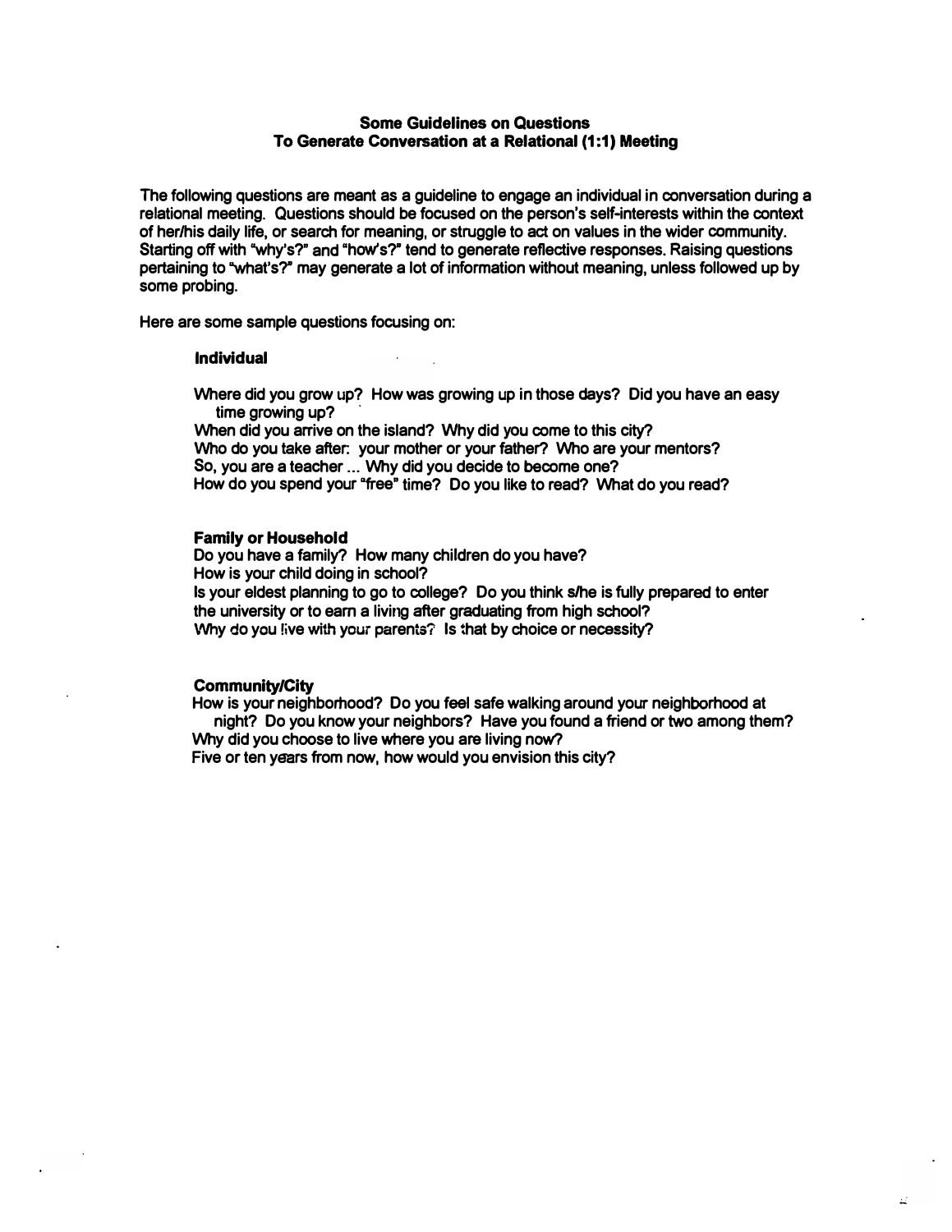**Some Guidelines on Questions**
**To Generate Conversation at a Relational (1:1) Meeting**

The following questions are meant as a guideline to engage an individual in conversation during a relational meeting. Questions should be focused on the person's self-interests within the context of her/his daily life, or search for meaning, or struggle to act on values in the wider community. Starting off with "why's?" and "how's?" tend to generate reflective responses. Raising questions pertaining to "what's?" may generate a lot of information without meaning, unless followed up by some probing.

Here are some sample questions focusing on:

**Individual**

Where did you grow up? How was growing up in those days? Did you have an easy time growing up?
When did you arrive on the island? Why did you come to this city?
Who do you take after: your mother or your father? Who are your mentors?
So, you are a teacher ... Why did you decide to become one?
How do you spend your "free" time? Do you like to read? What do you read?

**Family or Household**

Do you have a family? How many children do you have?
How is your child doing in school?
Is your eldest planning to go to college? Do you think s/he is fully prepared to enter the university or to earn a living after graduating from high school?
Why do you live with your parents? Is that by choice or necessity?

**Community/City**

How is your neighborhood? Do you feel safe walking around your neighborhood at night? Do you know your neighbors? Have you found a friend or two among them?
Why did you choose to live where you are living now?
Five or ten years from now, how would you envision this city?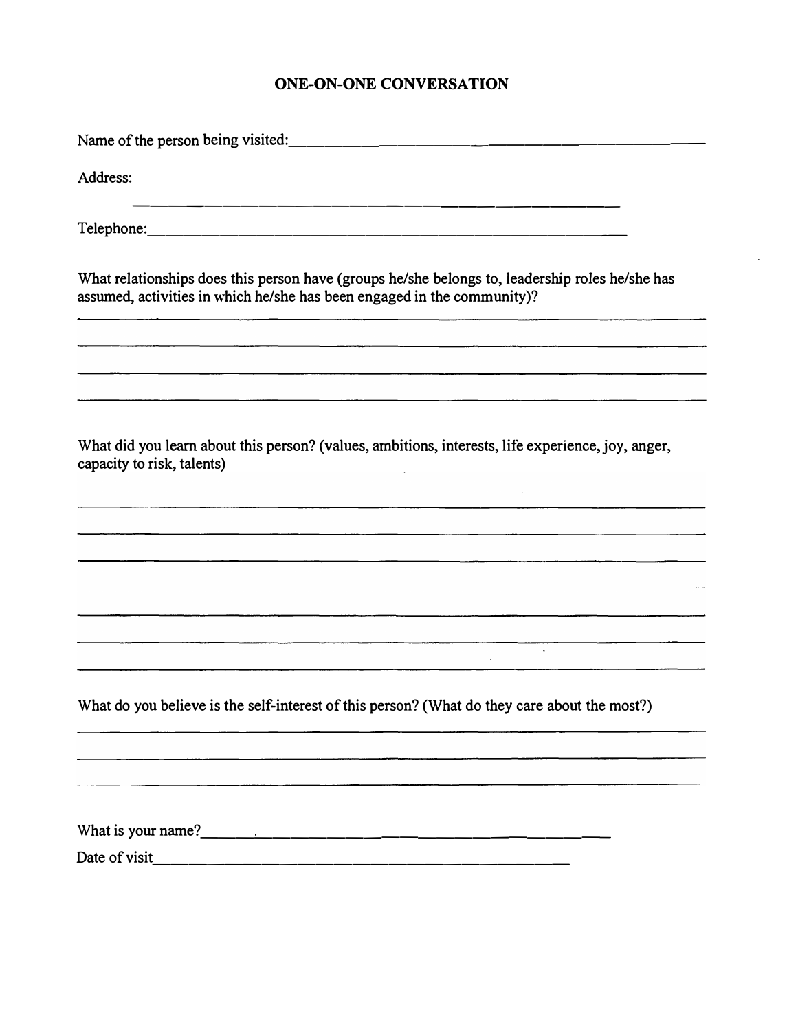## ONE-ON-ONE CONVERSATION

Name of the person being visited:______________________________________________

Address:

______________________________________________

Telephone:______________________________________________

What relationships does this person have (groups he/she belongs to, leadership roles he/she has assumed, activities in which he/she has been engaged in the community)?

______________________________________________

______________________________________________

______________________________________________

______________________________________________

What did you learn about this person? (values, ambitions, interests, life experience, joy, anger, capacity to risk, talents)

______________________________________________

______________________________________________

______________________________________________

______________________________________________

______________________________________________

______________________________________________

______________________________________________

What do you believe is the self-interest of this person? (What do they care about the most?)

______________________________________________

______________________________________________

______________________________________________

What is your name?______________________________________________

Date of visit______________________________________________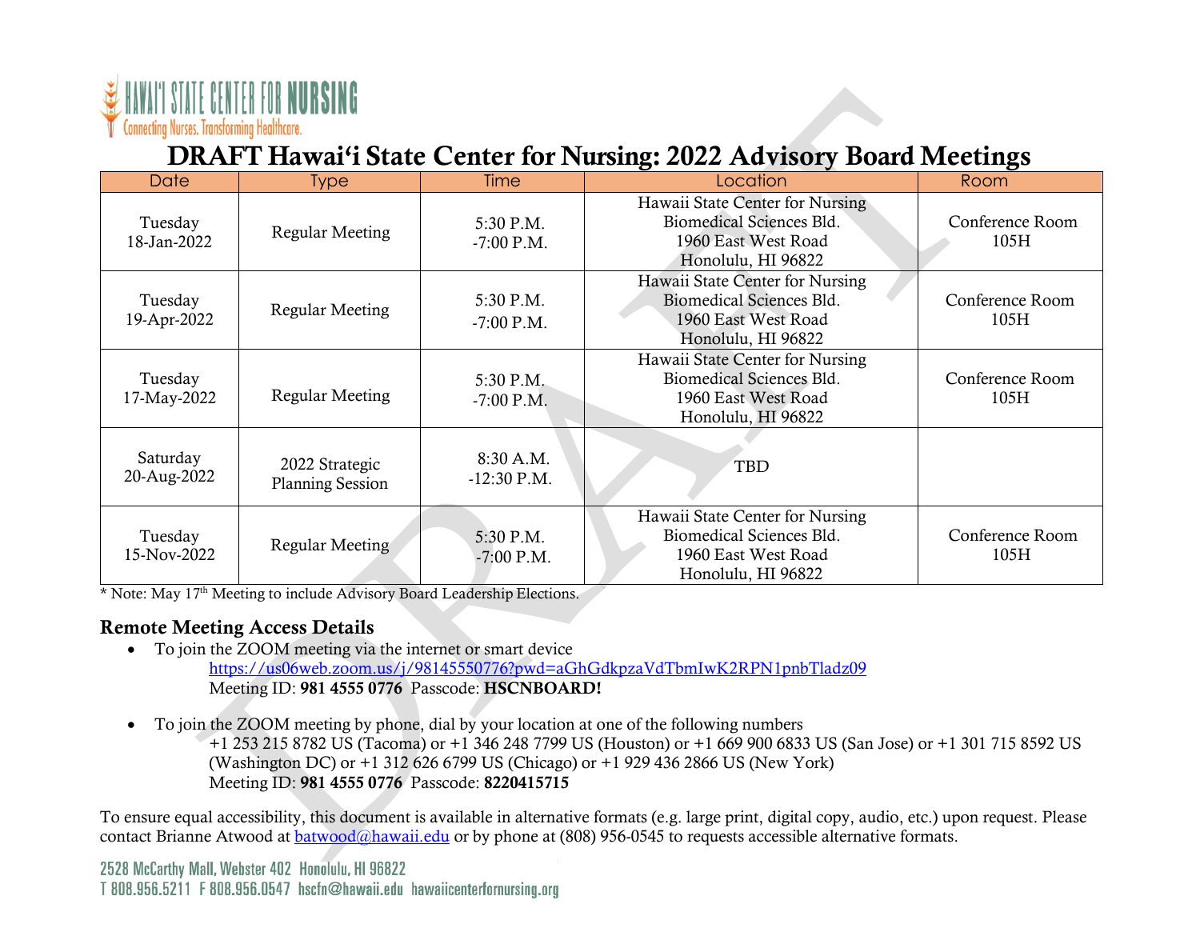HAWAIʻI STATE CENTER FOR NURSING
Connecting Nurses. Transforming Healthcare.

# DRAFT Hawaiʻi State Center for Nursing: 2022 Advisory Board Meetings

| Date | Type | Time | Location | Room |
|---|---|---|---|---|
| Tuesday 18-Jan-2022 | Regular Meeting | 5:30 P.M. -7:00 P.M. | Hawaii State Center for Nursing Biomedical Sciences Bld. 1960 East West Road Honolulu, HI 96822 | Conference Room 105H |
| Tuesday 19-Apr-2022 | Regular Meeting | 5:30 P.M. -7:00 P.M. | Hawaii State Center for Nursing Biomedical Sciences Bld. 1960 East West Road Honolulu, HI 96822 | Conference Room 105H |
| Tuesday 17-May-2022 | Regular Meeting | 5:30 P.M. -7:00 P.M. | Hawaii State Center for Nursing Biomedical Sciences Bld. 1960 East West Road Honolulu, HI 96822 | Conference Room 105H |
| Saturday 20-Aug-2022 | 2022 Strategic Planning Session | 8:30 A.M. -12:30 P.M. | TBD | |
| Tuesday 15-Nov-2022 | Regular Meeting | 5:30 P.M. -7:00 P.M. | Hawaii State Center for Nursing Biomedical Sciences Bld. 1960 East West Road Honolulu, HI 96822 | Conference Room 105H |

* Note: May 17th Meeting to include Advisory Board Leadership Elections.

## Remote Meeting Access Details

- To join the ZOOM meeting via the internet or smart device
  https://us06web.zoom.us/j/98145550776?pwd=aGhGdkpzaVdTbmIwK2RPN1pnbTladz09
  Meeting ID: **981 4555 0776** Passcode: **HSCNBOARD!**

- To join the ZOOM meeting by phone, dial by your location at one of the following numbers
  +1 253 215 8782 US (Tacoma) or +1 346 248 7799 US (Houston) or +1 669 900 6833 US (San Jose) or +1 301 715 8592 US (Washington DC) or +1 312 626 6799 US (Chicago) or +1 929 436 2866 US (New York)
  Meeting ID: **981 4555 0776** Passcode: **8220415715**

To ensure equal accessibility, this document is available in alternative formats (e.g. large print, digital copy, audio, etc.) upon request. Please contact Brianne Atwood at batwood@hawaii.edu or by phone at (808) 956-0545 to requests accessible alternative formats.

2528 McCarthy Mall, Webster 402 Honolulu, HI 96822
T 808.956.5211 F 808.956.0547 hscfn@hawaii.edu hawaiicenterfornursing.org